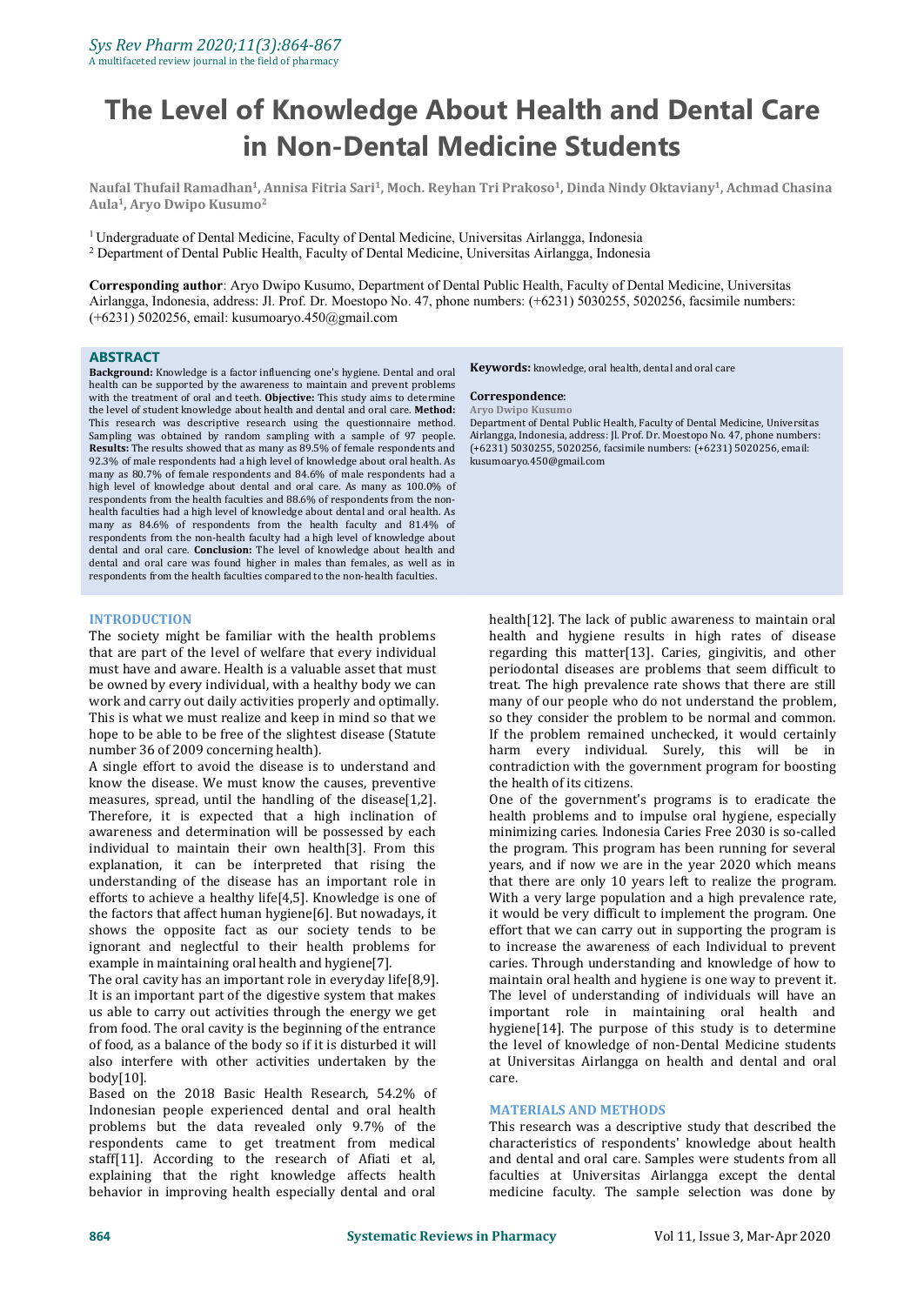# The Level of Knowledge About Health and Dental Care in Non-Dental Medicine Students

**Naufal Thufail Ramadhan[1], Annisa Fitria Sari[1], Moch. Reyhan Tri Prakoso[1], Dinda Nindy Oktaviany[1], Achmad Chasina Aula[1], Aryo Dwipo Kusumo[2]**

[1] Undergraduate of Dental Medicine, Faculty of Dental Medicine, Universitas Airlangga, Indonesia
[2] Department of Dental Public Health, Faculty of Dental Medicine, Universitas Airlangga, Indonesia

**Corresponding author**: Aryo Dwipo Kusumo, Department of Dental Public Health, Faculty of Dental Medicine, Universitas Airlangga, Indonesia, address: Jl. Prof. Dr. Moestopo No. 47, phone numbers: (+6231) 5030255, 5020256, facsimile numbers: (+6231) 5020256, email: kusumoaryo.450@gmail.com

## ABSTRACT

**Background:** Knowledge is a factor influencing one's hygiene. Dental and oral health can be supported by the awareness to maintain and prevent problems with the treatment of oral and teeth. **Objective:** This study aims to determine the level of student knowledge about health and dental and oral care. **Method:** This research was descriptive research using the questionnaire method. Sampling was obtained by random sampling with a sample of 97 people. **Results:** The results showed that as many as 89.5% of female respondents and 92.3% of male respondents had a high level of knowledge about oral health. As many as 80.7% of female respondents and 84.6% of male respondents had a high level of knowledge about dental and oral care. As many as 100.0% of respondents from the health faculties and 88.6% of respondents from the non-health faculties had a high level of knowledge about dental and oral health. As many as 84.6% of respondents from the health faculty and 81.4% of respondents from the non-health faculty had a high level of knowledge about dental and oral care. **Conclusion:** The level of knowledge about health and dental and oral care was found higher in males than females, as well as in respondents from the health faculties compared to the non-health faculties.

**Keywords:** knowledge, oral health, dental and oral care

**Correspondence**:
Aryo Dwipo Kusumo
Department of Dental Public Health, Faculty of Dental Medicine, Universitas Airlangga, Indonesia, address: Jl. Prof. Dr. Moestopo No. 47, phone numbers: (+6231) 5030255, 5020256, facsimile numbers: (+6231) 5020256, email: kusumoaryo.450@gmail.com

## INTRODUCTION

The society might be familiar with the health problems that are part of the level of welfare that every individual must have and aware. Health is a valuable asset that must be owned by every individual, with a healthy body we can work and carry out daily activities properly and optimally. This is what we must realize and keep in mind so that we hope to be able to be free of the slightest disease (Statute number 36 of 2009 concerning health).

A single effort to avoid the disease is to understand and know the disease. We must know the causes, preventive measures, spread, until the handling of the disease[1,2]. Therefore, it is expected that a high inclination of awareness and determination will be possessed by each individual to maintain their own health[3]. From this explanation, it can be interpreted that rising the understanding of the disease has an important role in efforts to achieve a healthy life[4,5]. Knowledge is one of the factors that affect human hygiene[6]. But nowadays, it shows the opposite fact as our society tends to be ignorant and neglectful to their health problems for example in maintaining oral health and hygiene[7].

The oral cavity has an important role in everyday life[8,9]. It is an important part of the digestive system that makes us able to carry out activities through the energy we get from food. The oral cavity is the beginning of the entrance of food, as a balance of the body so if it is disturbed it will also interfere with other activities undertaken by the body[10].

Based on the 2018 Basic Health Research, 54.2% of Indonesian people experienced dental and oral health problems but the data revealed only 9.7% of the respondents came to get treatment from medical staff[11]. According to the research of Afiati et al, explaining that the right knowledge affects health behavior in improving health especially dental and oral health[12]. The lack of public awareness to maintain oral health and hygiene results in high rates of disease regarding this matter[13]. Caries, gingivitis, and other periodontal diseases are problems that seem difficult to treat. The high prevalence rate shows that there are still many of our people who do not understand the problem, so they consider the problem to be normal and common. If the problem remained unchecked, it would certainly harm every individual. Surely, this will be in contradiction with the government program for boosting the health of its citizens.

One of the government's programs is to eradicate the health problems and to impulse oral hygiene, especially minimizing caries. Indonesia Caries Free 2030 is so-called the program. This program has been running for several years, and if now we are in the year 2020 which means that there are only 10 years left to realize the program. With a very large population and a high prevalence rate, it would be very difficult to implement the program. One effort that we can carry out in supporting the program is to increase the awareness of each Individual to prevent caries. Through understanding and knowledge of how to maintain oral health and hygiene is one way to prevent it. The level of understanding of individuals will have an important role in maintaining oral health and hygiene[14]. The purpose of this study is to determine the level of knowledge of non-Dental Medicine students at Universitas Airlangga on health and dental and oral care.

## MATERIALS AND METHODS

This research was a descriptive study that described the characteristics of respondents' knowledge about health and dental and oral care. Samples were students from all faculties at Universitas Airlangga except the dental medicine faculty. The sample selection was done by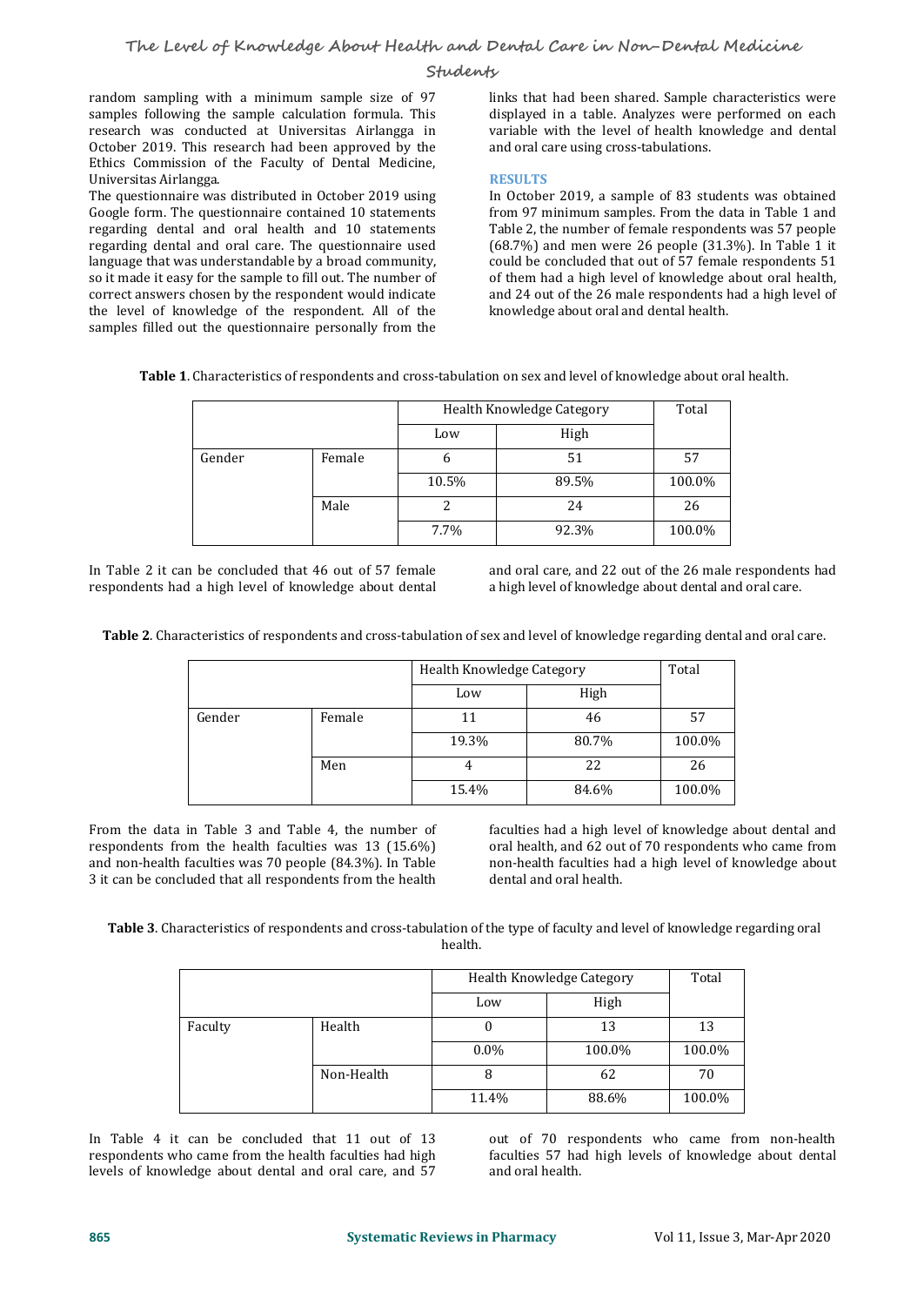random sampling with a minimum sample size of 97 samples following the sample calculation formula. This research was conducted at Universitas Airlangga in October 2019. This research had been approved by the Ethics Commission of the Faculty of Dental Medicine, Universitas Airlangga.

The questionnaire was distributed in October 2019 using Google form. The questionnaire contained 10 statements regarding dental and oral health and 10 statements regarding dental and oral care. The questionnaire used language that was understandable by a broad community, so it made it easy for the sample to fill out. The number of correct answers chosen by the respondent would indicate the level of knowledge of the respondent. All of the samples filled out the questionnaire personally from the links that had been shared. Sample characteristics were displayed in a table. Analyzes were performed on each variable with the level of health knowledge and dental and oral care using cross-tabulations.

## RESULTS

In October 2019, a sample of 83 students was obtained from 97 minimum samples. From the data in Table 1 and Table 2, the number of female respondents was 57 people (68.7%) and men were 26 people (31.3%). In Table 1 it could be concluded that out of 57 female respondents 51 of them had a high level of knowledge about oral health, and 24 out of the 26 male respondents had a high level of knowledge about oral and dental health.

**Table 1**. Characteristics of respondents and cross-tabulation on sex and level of knowledge about oral health.

| | | Health Knowledge Category | | Total |
|---|---|---|---|---|
| | | Low | High | |
| Gender | Female | 6 | 51 | 57 |
| | | 10.5% | 89.5% | 100.0% |
| | Male | 2 | 24 | 26 |
| | | 7.7% | 92.3% | 100.0% |

In Table 2 it can be concluded that 46 out of 57 female respondents had a high level of knowledge about dental and oral care, and 22 out of the 26 male respondents had a high level of knowledge about dental and oral care.

**Table 2**. Characteristics of respondents and cross-tabulation of sex and level of knowledge regarding dental and oral care.

| | | Health Knowledge Category | | Total |
|---|---|---|---|---|
| | | Low | High | |
| Gender | Female | 11 | 46 | 57 |
| | | 19.3% | 80.7% | 100.0% |
| | Men | 4 | 22 | 26 |
| | | 15.4% | 84.6% | 100.0% |

From the data in Table 3 and Table 4, the number of respondents from the health faculties was 13 (15.6%) and non-health faculties was 70 people (84.3%). In Table 3 it can be concluded that all respondents from the health faculties had a high level of knowledge about dental and oral health, and 62 out of 70 respondents who came from non-health faculties had a high level of knowledge about dental and oral health.

**Table 3**. Characteristics of respondents and cross-tabulation of the type of faculty and level of knowledge regarding oral health.

| | | Health Knowledge Category | | Total |
|---|---|---|---|---|
| | | Low | High | |
| Faculty | Health | 0 | 13 | 13 |
| | | 0.0% | 100.0% | 100.0% |
| | Non-Health | 8 | 62 | 70 |
| | | 11.4% | 88.6% | 100.0% |

In Table 4 it can be concluded that 11 out of 13 respondents who came from the health faculties had high levels of knowledge about dental and oral care, and 57 out of 70 respondents who came from non-health faculties 57 had high levels of knowledge about dental and oral health.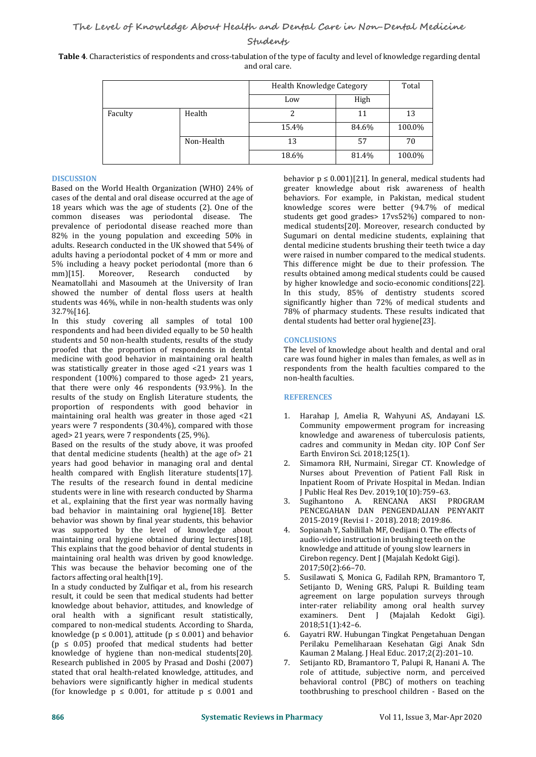**Table 4**. Characteristics of respondents and cross-tabulation of the type of faculty and level of knowledge regarding dental and oral care.

| | | Health Knowledge Category | | Total |
|---|---|---|---|---|
| | | Low | High | |
| Faculty | Health | 2 | 11 | 13 |
| | | 15.4% | 84.6% | 100.0% |
| | Non-Health | 13 | 57 | 70 |
| | | 18.6% | 81.4% | 100.0% |

## DISCUSSION

Based on the World Health Organization (WHO) 24% of cases of the dental and oral disease occurred at the age of 18 years which was the age of students (2). One of the common diseases was periodontal disease. The prevalence of periodontal disease reached more than 82% in the young population and exceeding 50% in adults. Research conducted in the UK showed that 54% of adults having a periodontal pocket of 4 mm or more and 5% including a heavy pocket periodontal (more than 6 mm)[15]. Moreover, Research conducted by Neamatollahi and Masoumeh at the University of Iran showed the number of dental floss users at health students was 46%, while in non-health students was only 32.7%[16].

In this study covering all samples of total 100 respondents and had been divided equally to be 50 health students and 50 non-health students, results of the study proofed that the proportion of respondents in dental medicine with good behavior in maintaining oral health was statistically greater in those aged <21 years was 1 respondent (100%) compared to those aged> 21 years, that there were only 46 respondents (93.9%). In the results of the study on English Literature students, the proportion of respondents with good behavior in maintaining oral health was greater in those aged <21 years were 7 respondents (30.4%), compared with those aged> 21 years, were 7 respondents (25, 9%).

Based on the results of the study above, it was proofed that dental medicine students (health) at the age of> 21 years had good behavior in managing oral and dental health compared with English literature students[17]. The results of the research found in dental medicine students were in line with research conducted by Sharma et al., explaining that the first year was normally having bad behavior in maintaining oral hygiene[18]. Better behavior was shown by final year students, this behavior was supported by the level of knowledge about maintaining oral hygiene obtained during lectures[18]. This explains that the good behavior of dental students in maintaining oral health was driven by good knowledge. This was because the behavior becoming one of the factors affecting oral health[19].

In a study conducted by Zulfiqar et al., from his research result, it could be seen that medical students had better knowledge about behavior, attitudes, and knowledge of oral health with a significant result statistically, compared to non-medical students. According to Sharda, knowledge ($p \leq 0.001$), attitude ($p \leq 0.001$) and behavior ($p \leq 0.05$) proofed that medical students had better knowledge of hygiene than non-medical students[20]. Research published in 2005 by Prasad and Doshi (2007) stated that oral health-related knowledge, attitudes, and behaviors were significantly higher in medical students (for knowledge $p \leq 0.001$, for attitude $p \leq 0.001$ and behavior $p \leq 0.001$)[21]. In general, medical students had greater knowledge about risk awareness of health behaviors. For example, in Pakistan, medical student knowledge scores were better (94.7% of medical students get good grades> 17vs52%) compared to non-medical students[20]. Moreover, research conducted by Sugumari on dental medicine students, explaining that dental medicine students brushing their teeth twice a day were raised in number compared to the medical students. This difference might be due to their profession. The results obtained among medical students could be caused by higher knowledge and socio-economic conditions[22]. In this study, 85% of dentistry students scored significantly higher than 72% of medical students and 78% of pharmacy students. These results indicated that dental students had better oral hygiene[23].

## CONCLUSIONS

The level of knowledge about health and dental and oral care was found higher in males than females, as well as in respondents from the health faculties compared to the non-health faculties.

## REFERENCES

1. Harahap J, Amelia R, Wahyuni AS, Andayani LS. Community empowerment program for increasing knowledge and awareness of tuberculosis patients, cadres and community in Medan city. IOP Conf Ser Earth Environ Sci. 2018;125(1).
2. Simamora RH, Nurmaini, Siregar CT. Knowledge of Nurses about Prevention of Patient Fall Risk in Inpatient Room of Private Hospital in Medan. Indian J Public Heal Res Dev. 2019;10(10):759–63.
3. Sugihantono A. RENCANA AKSI PROGRAM PENCEGAHAN DAN PENGENDALIAN PENYAKIT 2015-2019 (Revisi I - 2018). 2018; 2019:86.
4. Sopianah Y, Sabilillah MF, Oedijani O. The effects of audio-video instruction in brushing teeth on the knowledge and attitude of young slow learners in Cirebon regency. Dent J (Majalah Kedokt Gigi). 2017;50(2):66–70.
5. Susilawati S, Monica G, Fadilah RPN, Bramantoro T, Setijanto D, Wening GRS, Palupi R. Building team agreement on large population surveys through inter-rater reliability among oral health survey examiners. Dent J (Majalah Kedokt Gigi). 2018;51(1):42–6.
6. Gayatri RW. Hubungan Tingkat Pengetahuan Dengan Perilaku Pemeliharaan Kesehatan Gigi Anak Sdn Kauman 2 Malang. J Heal Educ. 2017;2(2):201–10.
7. Setijanto RD, Bramantoro T, Palupi R, Hanani A. The role of attitude, subjective norm, and perceived behavioral control (PBC) of mothers on teaching toothbrushing to preschool children - Based on the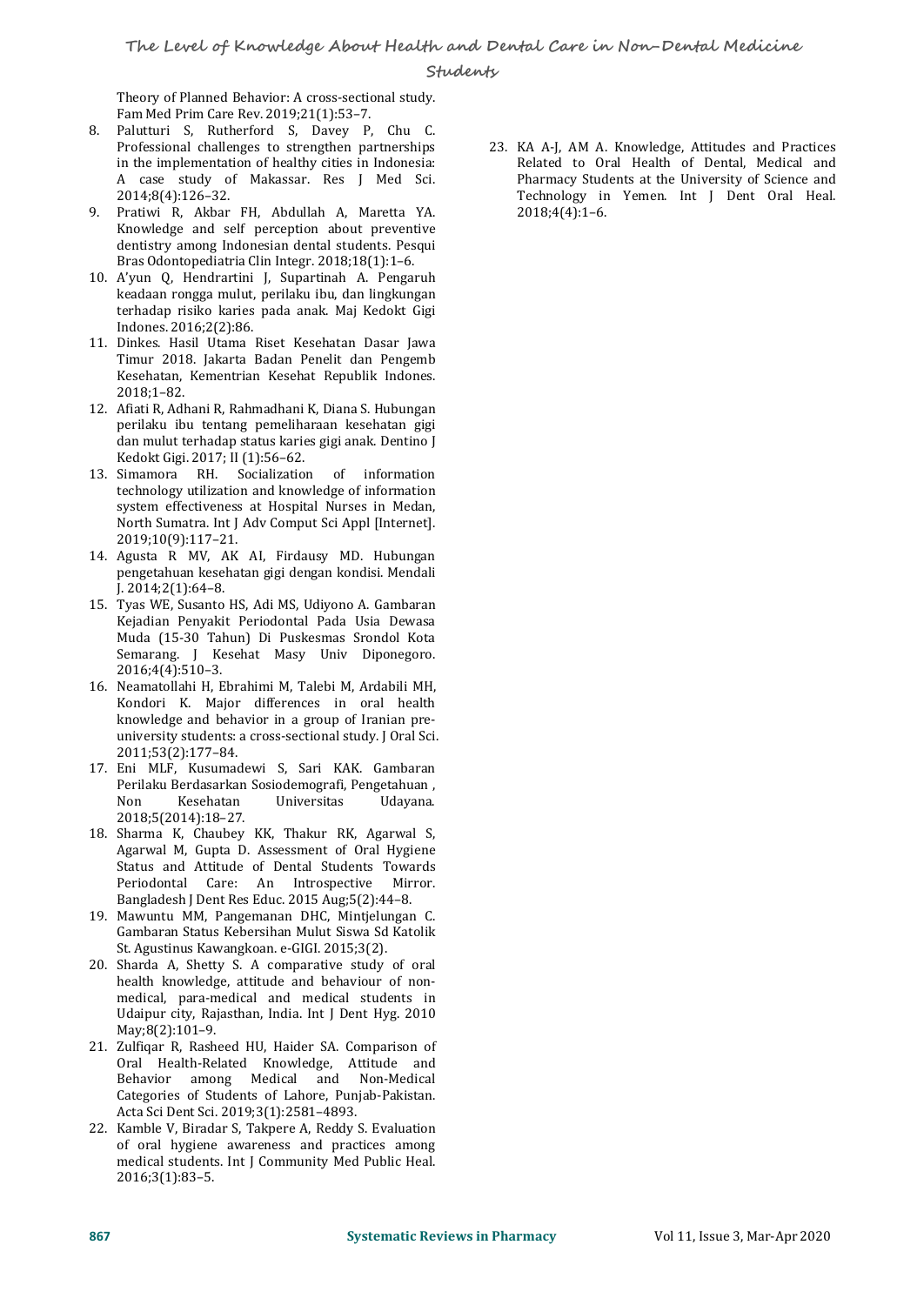Theory of Planned Behavior: A cross-sectional study. Fam Med Prim Care Rev. 2019;21(1):53–7.

8. Palutturi S, Rutherford S, Davey P, Chu C. Professional challenges to strengthen partnerships in the implementation of healthy cities in Indonesia: A case study of Makassar. Res J Med Sci. 2014;8(4):126–32.
9. Pratiwi R, Akbar FH, Abdullah A, Maretta YA. Knowledge and self perception about preventive dentistry among Indonesian dental students. Pesqui Bras Odontopediatria Clin Integr. 2018;18(1):1–6.
10. A'yun Q, Hendrartini J, Supartinah A. Pengaruh keadaan rongga mulut, perilaku ibu, dan lingkungan terhadap risiko karies pada anak. Maj Kedokt Gigi Indones. 2016;2(2):86.
11. Dinkes. Hasil Utama Riset Kesehatan Dasar Jawa Timur 2018. Jakarta Badan Penelit dan Pengemb Kesehatan, Kementrian Kesehat Republik Indones. 2018;1–82.
12. Afiati R, Adhani R, Rahmadhani K, Diana S. Hubungan perilaku ibu tentang pemeliharaan kesehatan gigi dan mulut terhadap status karies gigi anak. Dentino J Kedokt Gigi. 2017; II (1):56–62.
13. Simamora RH. Socialization of information technology utilization and knowledge of information system effectiveness at Hospital Nurses in Medan, North Sumatra. Int J Adv Comput Sci Appl [Internet]. 2019;10(9):117–21.
14. Agusta R MV, AK AI, Firdausy MD. Hubungan pengetahuan kesehatan gigi dengan kondisi. Mendali J. 2014;2(1):64–8.
15. Tyas WE, Susanto HS, Adi MS, Udiyono A. Gambaran Kejadian Penyakit Periodontal Pada Usia Dewasa Muda (15-30 Tahun) Di Puskesmas Srondol Kota Semarang. J Kesehat Masy Univ Diponegoro. 2016;4(4):510–3.
16. Neamatollahi H, Ebrahimi M, Talebi M, Ardabili MH, Kondori K. Major differences in oral health knowledge and behavior in a group of Iranian pre-university students: a cross-sectional study. J Oral Sci. 2011;53(2):177–84.
17. Eni MLF, Kusumadewi S, Sari KAK. Gambaran Perilaku Berdasarkan Sosiodemografi, Pengetahuan , Non Kesehatan Universitas Udayana. 2018;5(2014):18–27.
18. Sharma K, Chaubey KK, Thakur RK, Agarwal S, Agarwal M, Gupta D. Assessment of Oral Hygiene Status and Attitude of Dental Students Towards Periodontal Care: An Introspective Mirror. Bangladesh J Dent Res Educ. 2015 Aug;5(2):44–8.
19. Mawuntu MM, Pangemanan DHC, Mintjelungan C. Gambaran Status Kebersihan Mulut Siswa Sd Katolik St. Agustinus Kawangkoan. e-GIGI. 2015;3(2).
20. Sharda A, Shetty S. A comparative study of oral health knowledge, attitude and behaviour of non-medical, para-medical and medical students in Udaipur city, Rajasthan, India. Int J Dent Hyg. 2010 May;8(2):101–9.
21. Zulfiqar R, Rasheed HU, Haider SA. Comparison of Oral Health-Related Knowledge, Attitude and Behavior among Medical and Non-Medical Categories of Students of Lahore, Punjab-Pakistan. Acta Sci Dent Sci. 2019;3(1):2581–4893.
22. Kamble V, Biradar S, Takpere A, Reddy S. Evaluation of oral hygiene awareness and practices among medical students. Int J Community Med Public Heal. 2016;3(1):83–5.
23. KA A-J, AM A. Knowledge, Attitudes and Practices Related to Oral Health of Dental, Medical and Pharmacy Students at the University of Science and Technology in Yemen. Int J Dent Oral Heal. 2018;4(4):1–6.